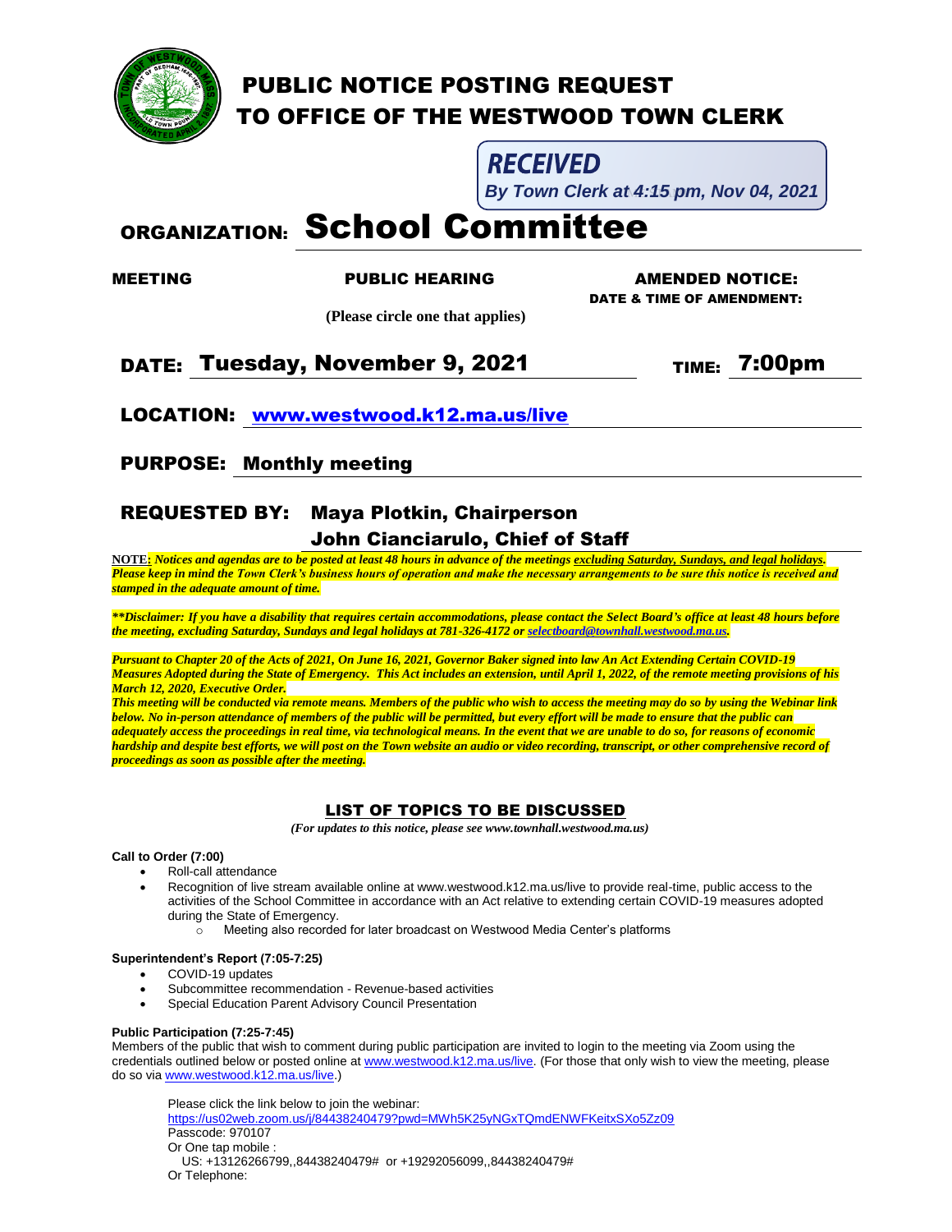# PUBLIC NOTICE POSTING REQUEST
# TO OFFICE OF THE WESTWOOD TOWN CLERK

**RECEIVED**
*By Town Clerk at 4:15 pm, Nov 04, 2021*

## ORGANIZATION: School Committee

**MEETING** **PUBLIC HEARING** **AMENDED NOTICE:**
**DATE & TIME OF AMENDMENT:**

**(Please circle one that applies)**

**DATE: Tuesday, November 9, 2021** **TIME: 7:00pm**

**LOCATION: [www.westwood.k12.ma.us/live](www.westwood.k12.ma.us/live)**

**PURPOSE: Monthly meeting**

**REQUESTED BY: Maya Plotkin, Chairperson**
**John Cianciarulo, Chief of Staff**

**NOTE:** ***Notices and agendas are to be posted at least 48 hours in advance of the meetings excluding Saturday, Sundays, and legal holidays. Please keep in mind the Town Clerk's business hours of operation and make the necessary arrangements to be sure this notice is received and stamped in the adequate amount of time.***

***\*\*Disclaimer: If you have a disability that requires certain accommodations, please contact the Select Board's office at least 48 hours before the meeting, excluding Saturday, Sundays and legal holidays at 781-326-4172 or selectboard@townhall.westwood.ma.us.***

***Pursuant to Chapter 20 of the Acts of 2021, On June 16, 2021, Governor Baker signed into law An Act Extending Certain COVID-19 Measures Adopted during the State of Emergency. This Act includes an extension, until April 1, 2022, of the remote meeting provisions of his March 12, 2020, Executive Order.***
***This meeting will be conducted via remote means. Members of the public who wish to access the meeting may do so by using the Webinar link below. No in-person attendance of members of the public will be permitted, but every effort will be made to ensure that the public can adequately access the proceedings in real time, via technological means. In the event that we are unable to do so, for reasons of economic hardship and despite best efforts, we will post on the Town website an audio or video recording, transcript, or other comprehensive record of proceedings as soon as possible after the meeting.***

## LIST OF TOPICS TO BE DISCUSSED

*(For updates to this notice, please see www.townhall.westwood.ma.us)*

**Call to Order (7:00)**
- Roll-call attendance
- Recognition of live stream available online at www.westwood.k12.ma.us/live to provide real-time, public access to the activities of the School Committee in accordance with an Act relative to extending certain COVID-19 measures adopted during the State of Emergency.
  - Meeting also recorded for later broadcast on Westwood Media Center's platforms

**Superintendent's Report (7:05-7:25)**
- COVID-19 updates
- Subcommittee recommendation - Revenue-based activities
- Special Education Parent Advisory Council Presentation

**Public Participation (7:25-7:45)**
Members of the public that wish to comment during public participation are invited to login to the meeting via Zoom using the credentials outlined below or posted online at www.westwood.k12.ma.us/live. (For those that only wish to view the meeting, please do so via www.westwood.k12.ma.us/live.)

Please click the link below to join the webinar:
https://us02web.zoom.us/j/84438240479?pwd=MWh5K25yNGxTQmdENWFKeitxSXo5Zz09
Passcode: 970107
Or One tap mobile :
US: +13126266799,,84438240479# or +19292056099,,84438240479#
Or Telephone: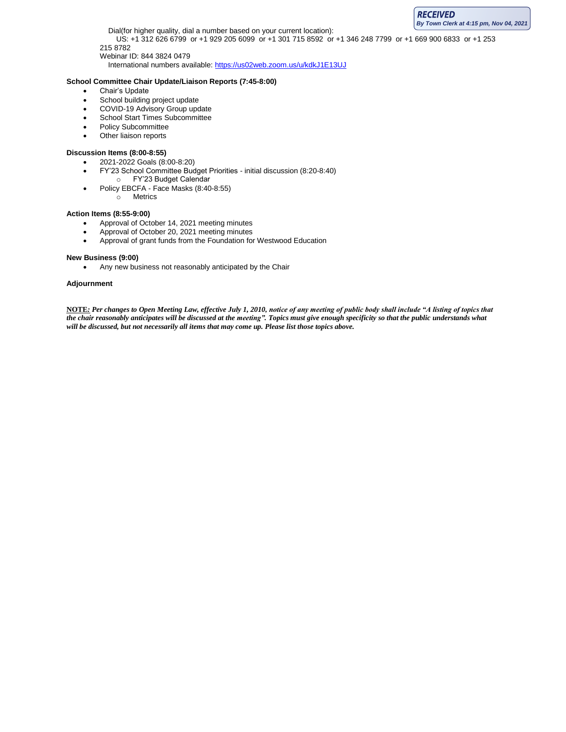RECEIVED
*By Town Clerk at 4:15 pm, Nov 04, 2021*

Dial(for higher quality, dial a number based on your current location):

US: +1 312 626 6799 or +1 929 205 6099 or +1 301 715 8592 or +1 346 248 7799 or +1 669 900 6833 or +1 253 215 8782

Webinar ID: 844 3824 0479

International numbers available: https://us02web.zoom.us/u/kdkJ1E13UJ

**School Committee Chair Update/Liaison Reports (7:45-8:00)**

- Chair's Update
- School building project update
- COVID-19 Advisory Group update
- School Start Times Subcommittee
- Policy Subcommittee
- Other liaison reports

**Discussion Items (8:00-8:55)**

- 2021-2022 Goals (8:00-8:20)
- FY'23 School Committee Budget Priorities - initial discussion (8:20-8:40)
  - FY'23 Budget Calendar
- Policy EBCFA - Face Masks (8:40-8:55)
  - Metrics

**Action Items (8:55-9:00)**

- Approval of October 14, 2021 meeting minutes
- Approval of October 20, 2021 meeting minutes
- Approval of grant funds from the Foundation for Westwood Education

**New Business (9:00)**

- Any new business not reasonably anticipated by the Chair

**Adjournment**

**NOTE:** ***Per changes to Open Meeting Law, effective July 1, 2010, notice of any meeting of public body shall include "A listing of topics that the chair reasonably anticipates will be discussed at the meeting". Topics must give enough specificity so that the public understands what will be discussed, but not necessarily all items that may come up. Please list those topics above.***